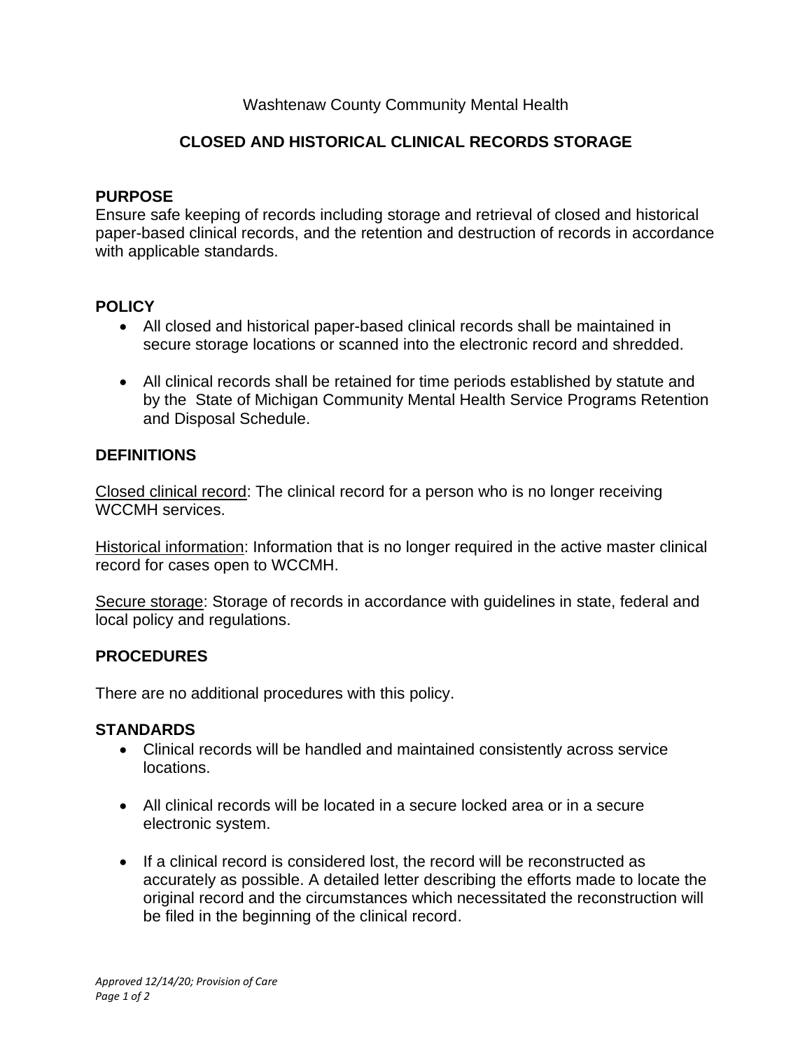Washtenaw County Community Mental Health

# CLOSED AND HISTORICAL CLINICAL RECORDS STORAGE

## PURPOSE

Ensure safe keeping of records including storage and retrieval of closed and historical paper-based clinical records, and the retention and destruction of records in accordance with applicable standards.

## POLICY

- All closed and historical paper-based clinical records shall be maintained in secure storage locations or scanned into the electronic record and shredded.
- All clinical records shall be retained for time periods established by statute and by the State of Michigan Community Mental Health Service Programs Retention and Disposal Schedule.

## DEFINITIONS

Closed clinical record: The clinical record for a person who is no longer receiving WCCMH services.

Historical information: Information that is no longer required in the active master clinical record for cases open to WCCMH.

Secure storage: Storage of records in accordance with guidelines in state, federal and local policy and regulations.

## PROCEDURES

There are no additional procedures with this policy.

## STANDARDS

- Clinical records will be handled and maintained consistently across service locations.
- All clinical records will be located in a secure locked area or in a secure electronic system.
- If a clinical record is considered lost, the record will be reconstructed as accurately as possible. A detailed letter describing the efforts made to locate the original record and the circumstances which necessitated the reconstruction will be filed in the beginning of the clinical record.

*Approved 12/14/20; Provision of Care*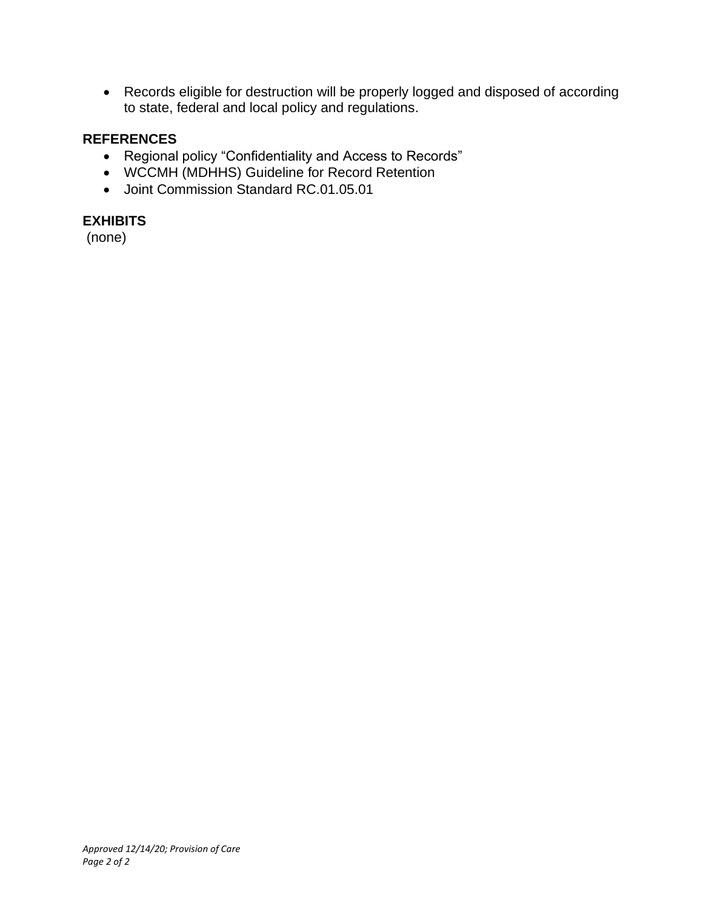- Records eligible for destruction will be properly logged and disposed of according to state, federal and local policy and regulations.

## REFERENCES

- Regional policy “Confidentiality and Access to Records”
- WCCMH (MDHHS) Guideline for Record Retention
- Joint Commission Standard RC.01.05.01

## EXHIBITS

(none)

*Approved 12/14/20; Provision of Care*